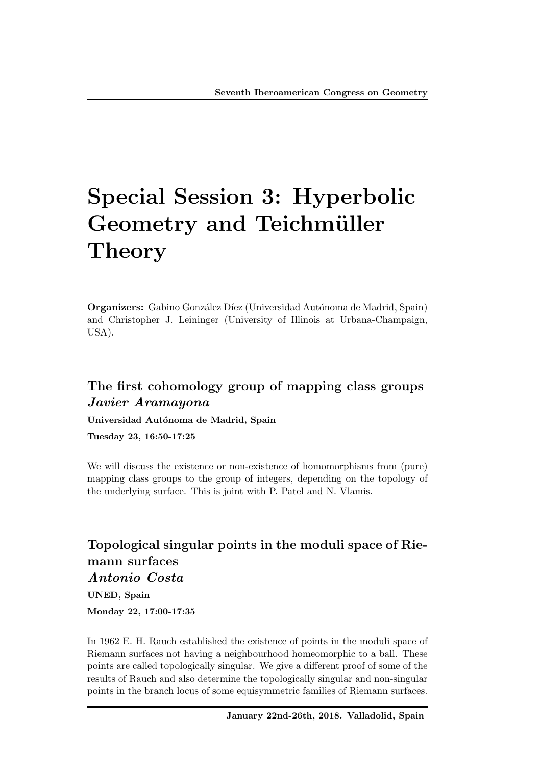# Special Session 3: Hyperbolic Geometry and Teichmüller Theory

**Organizers:** Gabino González Díez (Universidad Autónoma de Madrid, Spain) and Christopher J. Leininger (University of Illinois at Urbana-Champaign, USA).

## The first cohomology group of mapping class groups

### *Javier Aramayona*

**Universidad Autónoma de Madrid, Spain**

**Tuesday 23, 16:50-17:25**

We will discuss the existence or non-existence of homomorphisms from (pure) mapping class groups to the group of integers, depending on the topology of the underlying surface. This is joint with P. Patel and N. Vlamis.

## Topological singular points in the moduli space of Riemann surfaces

### *Antonio Costa*

**UNED, Spain**

**Monday 22, 17:00-17:35**

In 1962 E. H. Rauch established the existence of points in the moduli space of Riemann surfaces not having a neighbourhood homeomorphic to a ball. These points are called topologically singular. We give a different proof of some of the results of Rauch and also determine the topologically singular and non-singular points in the branch locus of some equisymmetric families of Riemann surfaces.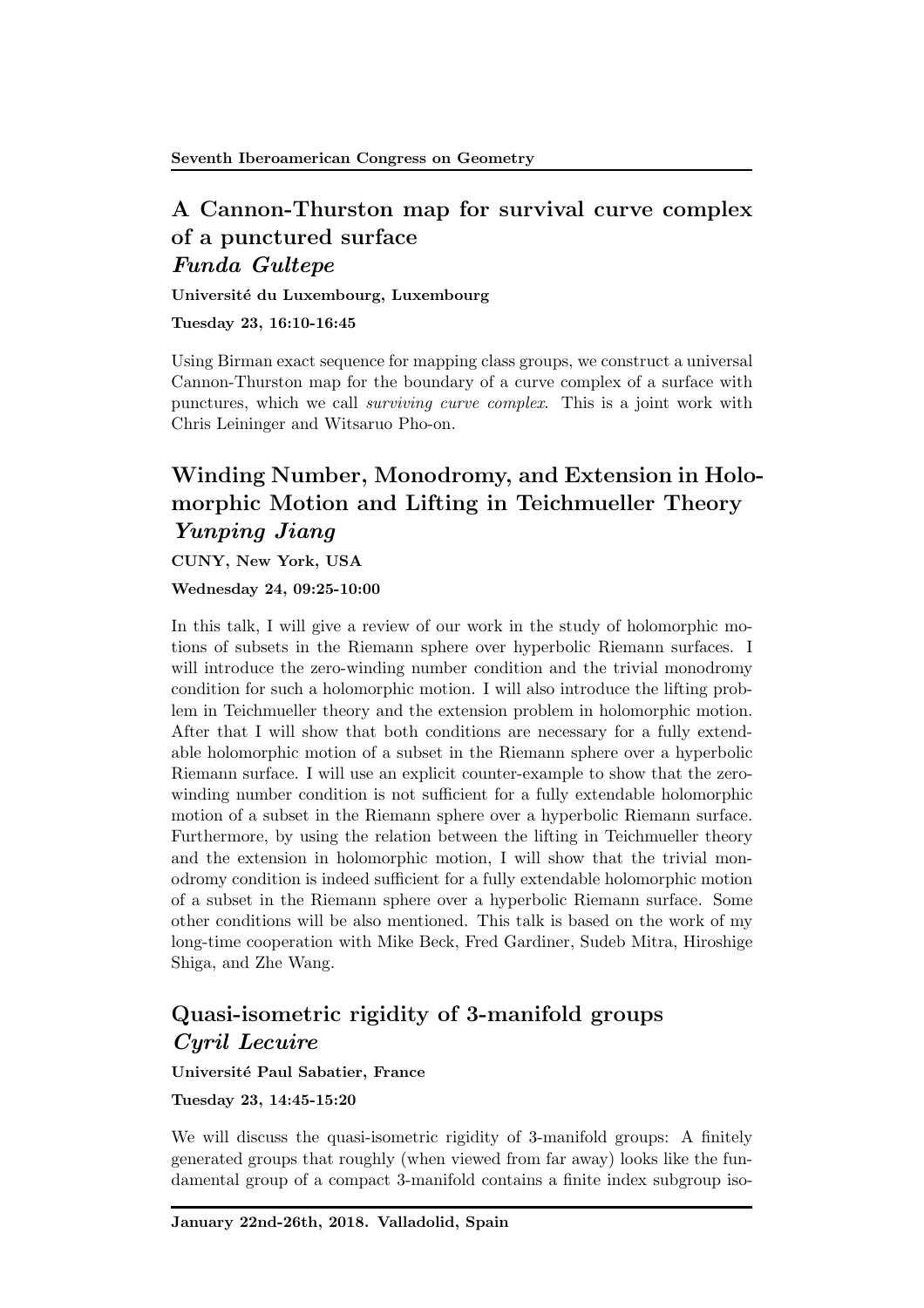## A Cannon-Thurston map for survival curve complex of a punctured surface

### *Funda Gultepe*

**Université du Luxembourg, Luxembourg**

**Tuesday 23, 16:10-16:45**

Using Birman exact sequence for mapping class groups, we construct a universal Cannon-Thurston map for the boundary of a curve complex of a surface with punctures, which we call *surviving curve complex*. This is a joint work with Chris Leininger and Witsaruo Pho-on.

## Winding Number, Monodromy, and Extension in Holomorphic Motion and Lifting in Teichmueller Theory

### *Yunping Jiang*

**CUNY, New York, USA**

**Wednesday 24, 09:25-10:00**

In this talk, I will give a review of our work in the study of holomorphic motions of subsets in the Riemann sphere over hyperbolic Riemann surfaces. I will introduce the zero-winding number condition and the trivial monodromy condition for such a holomorphic motion. I will also introduce the lifting problem in Teichmueller theory and the extension problem in holomorphic motion. After that I will show that both conditions are necessary for a fully extendable holomorphic motion of a subset in the Riemann sphere over a hyperbolic Riemann surface. I will use an explicit counter-example to show that the zero-winding number condition is not sufficient for a fully extendable holomorphic motion of a subset in the Riemann sphere over a hyperbolic Riemann surface. Furthermore, by using the relation between the lifting in Teichmueller theory and the extension in holomorphic motion, I will show that the trivial monodromy condition is indeed sufficient for a fully extendable holomorphic motion of a subset in the Riemann sphere over a hyperbolic Riemann surface. Some other conditions will be also mentioned. This talk is based on the work of my long-time cooperation with Mike Beck, Fred Gardiner, Sudeb Mitra, Hiroshige Shiga, and Zhe Wang.

## Quasi-isometric rigidity of 3-manifold groups

### *Cyril Lecuire*

**Université Paul Sabatier, France**

**Tuesday 23, 14:45-15:20**

We will discuss the quasi-isometric rigidity of 3-manifold groups: A finitely generated groups that roughly (when viewed from far away) looks like the fundamental group of a compact 3-manifold contains a finite index subgroup iso-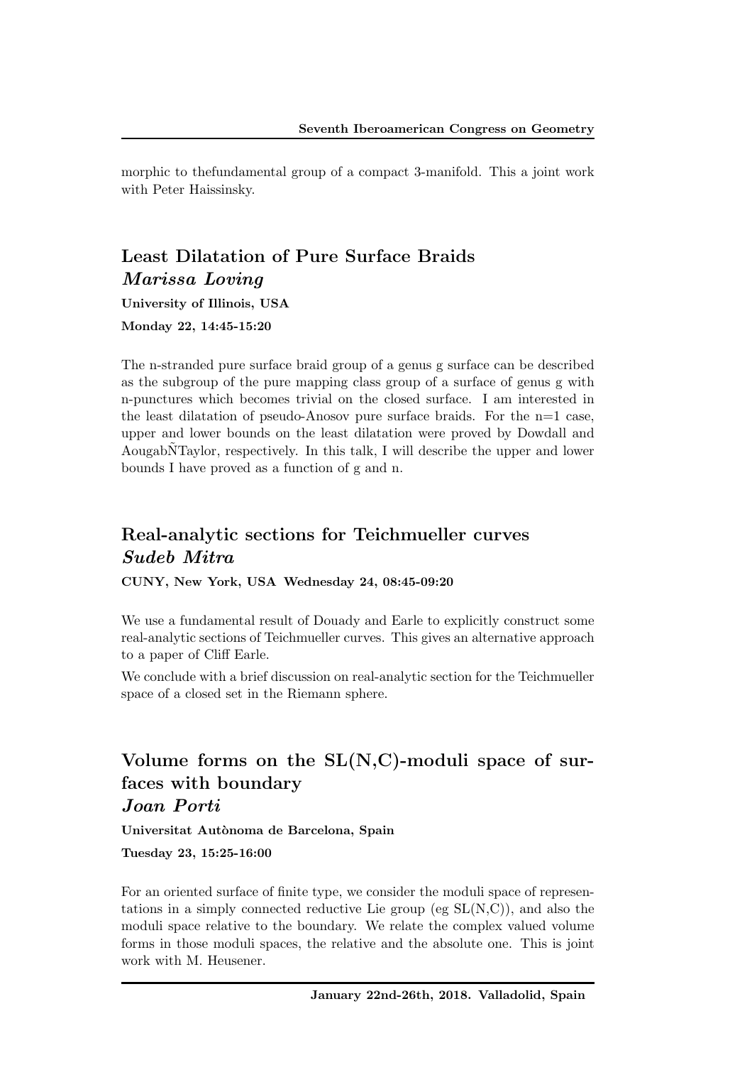morphic to thefundamental group of a compact 3-manifold. This a joint work with Peter Haissinsky.

## Least Dilatation of Pure Surface Braids

### *Marissa Loving*

**University of Illinois, USA**

**Monday 22, 14:45-15:20**

The n-stranded pure surface braid group of a genus g surface can be described as the subgroup of the pure mapping class group of a surface of genus g with n-punctures which becomes trivial on the closed surface. I am interested in the least dilatation of pseudo-Anosov pure surface braids. For the n=1 case, upper and lower bounds on the least dilatation were proved by Dowdall and AougabÑTaylor, respectively. In this talk, I will describe the upper and lower bounds I have proved as a function of g and n.

## Real-analytic sections for Teichmueller curves

### *Sudeb Mitra*

**CUNY, New York, USA Wednesday 24, 08:45-09:20**

We use a fundamental result of Douady and Earle to explicitly construct some real-analytic sections of Teichmueller curves. This gives an alternative approach to a paper of Cliff Earle.

We conclude with a brief discussion on real-analytic section for the Teichmueller space of a closed set in the Riemann sphere.

## Volume forms on the SL(N,C)-moduli space of surfaces with boundary

### *Joan Porti*

**Universitat Autònoma de Barcelona, Spain**

**Tuesday 23, 15:25-16:00**

For an oriented surface of finite type, we consider the moduli space of representations in a simply connected reductive Lie group (eg SL(N,C)), and also the moduli space relative to the boundary. We relate the complex valued volume forms in those moduli spaces, the relative and the absolute one. This is joint work with M. Heusener.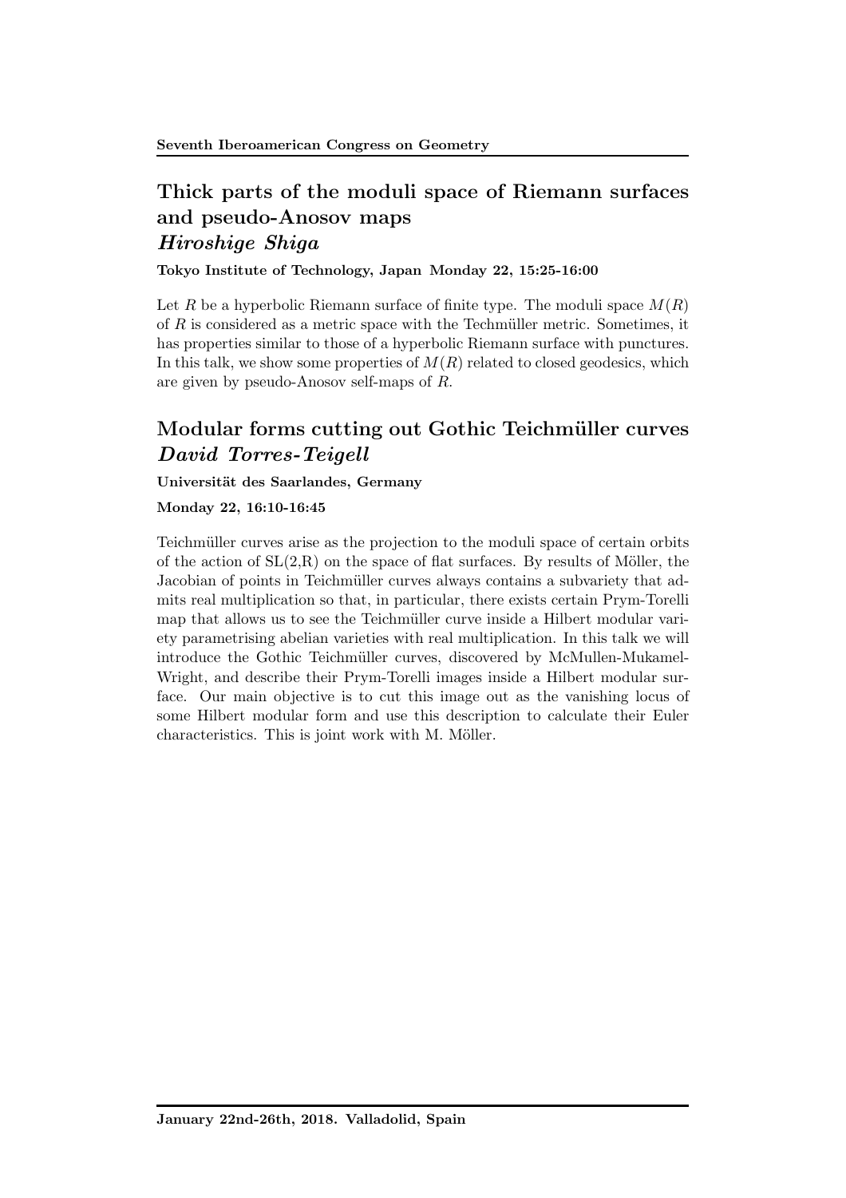## Thick parts of the moduli space of Riemann surfaces and pseudo-Anosov maps

### *Hiroshige Shiga*

**Tokyo Institute of Technology, Japan Monday 22, 15:25-16:00**

Let $R$ be a hyperbolic Riemann surface of finite type. The moduli space $M(R)$ of $R$ is considered as a metric space with the Techmüller metric. Sometimes, it has properties similar to those of a hyperbolic Riemann surface with punctures. In this talk, we show some properties of $M(R)$ related to closed geodesics, which are given by pseudo-Anosov self-maps of $R$.

## Modular forms cutting out Gothic Teichmüller curves

### *David Torres-Teigell*

**Universität des Saarlandes, Germany**

**Monday 22, 16:10-16:45**

Teichmüller curves arise as the projection to the moduli space of certain orbits of the action of SL(2,R) on the space of flat surfaces. By results of Möller, the Jacobian of points in Teichmüller curves always contains a subvariety that admits real multiplication so that, in particular, there exists certain Prym-Torelli map that allows us to see the Teichmüller curve inside a Hilbert modular variety parametrising abelian varieties with real multiplication. In this talk we will introduce the Gothic Teichmüller curves, discovered by McMullen-Mukamel-Wright, and describe their Prym-Torelli images inside a Hilbert modular surface. Our main objective is to cut this image out as the vanishing locus of some Hilbert modular form and use this description to calculate their Euler characteristics. This is joint work with M. Möller.